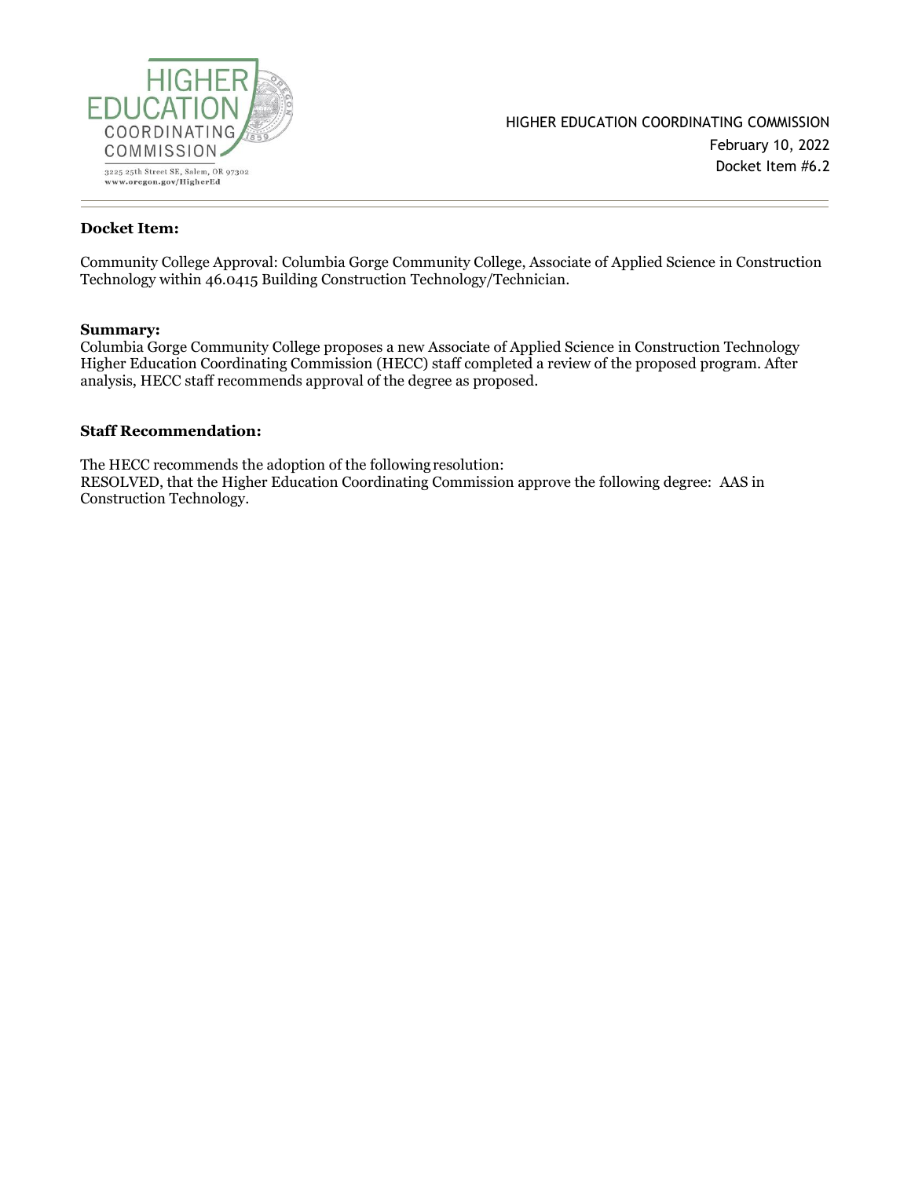HIGHER EDUCATION COORDINATING COMMISSION

3225 25th Street SE, Salem, OR 97302
www.oregon.gov/HigherEd

HIGHER EDUCATION COORDINATING COMMISSION
February 10, 2022
Docket Item #6.2

---

**Docket Item:**

Community College Approval: Columbia Gorge Community College, Associate of Applied Science in Construction Technology within 46.0415 Building Construction Technology/Technician.

**Summary:**

Columbia Gorge Community College proposes a new Associate of Applied Science in Construction Technology Higher Education Coordinating Commission (HECC) staff completed a review of the proposed program. After analysis, HECC staff recommends approval of the degree as proposed.

**Staff Recommendation:**

The HECC recommends the adoption of the following resolution:
RESOLVED, that the Higher Education Coordinating Commission approve the following degree: AAS in Construction Technology.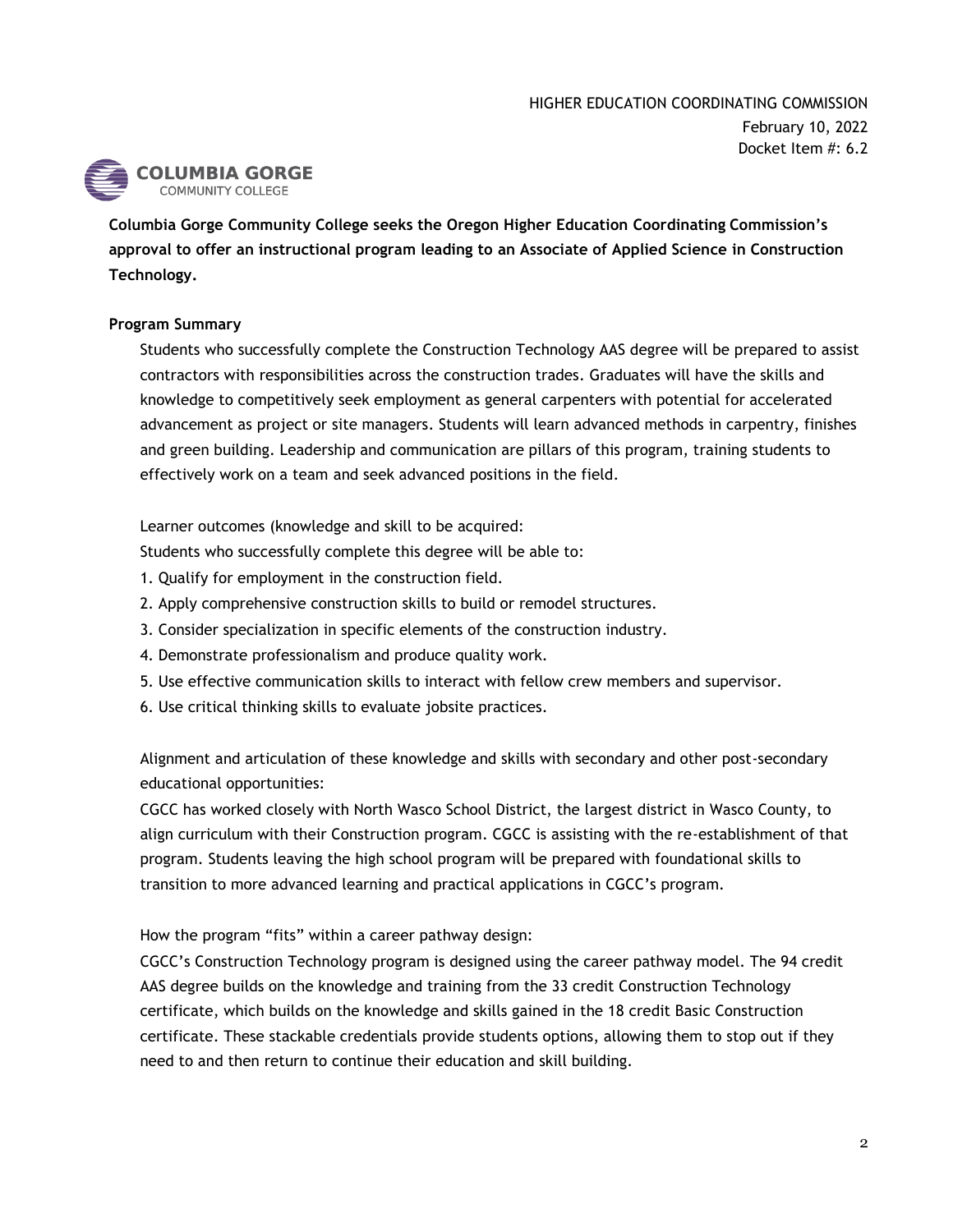HIGHER EDUCATION COORDINATING COMMISSION
February 10, 2022
Docket Item #: 6.2

COLUMBIA GORGE COMMUNITY COLLEGE

**Columbia Gorge Community College seeks the Oregon Higher Education Coordinating Commission's approval to offer an instructional program leading to an Associate of Applied Science in Construction Technology.**

**Program Summary**

Students who successfully complete the Construction Technology AAS degree will be prepared to assist contractors with responsibilities across the construction trades. Graduates will have the skills and knowledge to competitively seek employment as general carpenters with potential for accelerated advancement as project or site managers. Students will learn advanced methods in carpentry, finishes and green building. Leadership and communication are pillars of this program, training students to effectively work on a team and seek advanced positions in the field.

Learner outcomes (knowledge and skill to be acquired:

Students who successfully complete this degree will be able to:

1. Qualify for employment in the construction field.
2. Apply comprehensive construction skills to build or remodel structures.
3. Consider specialization in specific elements of the construction industry.
4. Demonstrate professionalism and produce quality work.
5. Use effective communication skills to interact with fellow crew members and supervisor.
6. Use critical thinking skills to evaluate jobsite practices.

Alignment and articulation of these knowledge and skills with secondary and other post-secondary educational opportunities:

CGCC has worked closely with North Wasco School District, the largest district in Wasco County, to align curriculum with their Construction program. CGCC is assisting with the re-establishment of that program. Students leaving the high school program will be prepared with foundational skills to transition to more advanced learning and practical applications in CGCC's program.

How the program "fits" within a career pathway design:

CGCC's Construction Technology program is designed using the career pathway model. The 94 credit AAS degree builds on the knowledge and training from the 33 credit Construction Technology certificate, which builds on the knowledge and skills gained in the 18 credit Basic Construction certificate. These stackable credentials provide students options, allowing them to stop out if they need to and then return to continue their education and skill building.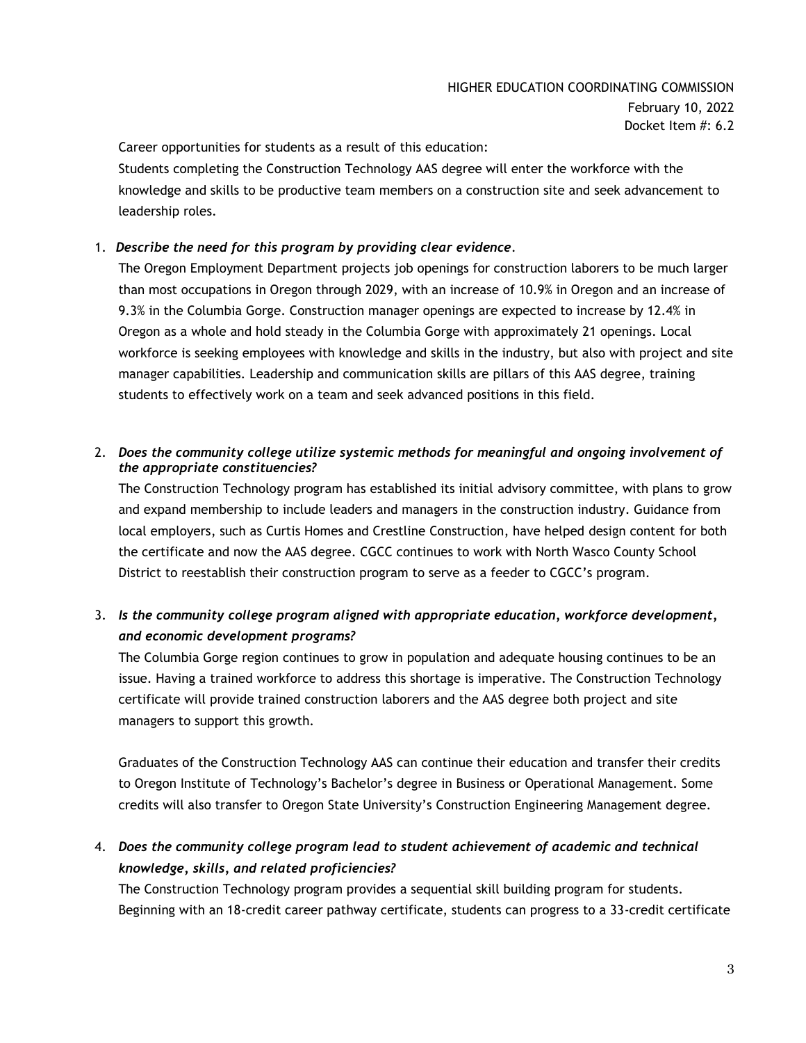Career opportunities for students as a result of this education:
Students completing the Construction Technology AAS degree will enter the workforce with the knowledge and skills to be productive team members on a construction site and seek advancement to leadership roles.

1. ***Describe the need for this program by providing clear evidence*.**
   The Oregon Employment Department projects job openings for construction laborers to be much larger than most occupations in Oregon through 2029, with an increase of 10.9% in Oregon and an increase of 9.3% in the Columbia Gorge. Construction manager openings are expected to increase by 12.4% in Oregon as a whole and hold steady in the Columbia Gorge with approximately 21 openings. Local workforce is seeking employees with knowledge and skills in the industry, but also with project and site manager capabilities. Leadership and communication skills are pillars of this AAS degree, training students to effectively work on a team and seek advanced positions in this field.

2. ***Does the community college utilize systemic methods for meaningful and ongoing involvement of the appropriate constituencies?***
   The Construction Technology program has established its initial advisory committee, with plans to grow and expand membership to include leaders and managers in the construction industry. Guidance from local employers, such as Curtis Homes and Crestline Construction, have helped design content for both the certificate and now the AAS degree. CGCC continues to work with North Wasco County School District to reestablish their construction program to serve as a feeder to CGCC's program.

3. ***Is the community college program aligned with appropriate education, workforce development, and economic development programs?***
   The Columbia Gorge region continues to grow in population and adequate housing continues to be an issue. Having a trained workforce to address this shortage is imperative. The Construction Technology certificate will provide trained construction laborers and the AAS degree both project and site managers to support this growth.

   Graduates of the Construction Technology AAS can continue their education and transfer their credits to Oregon Institute of Technology's Bachelor's degree in Business or Operational Management. Some credits will also transfer to Oregon State University's Construction Engineering Management degree.

4. ***Does the community college program lead to student achievement of academic and technical knowledge, skills, and related proficiencies?***
   The Construction Technology program provides a sequential skill building program for students. Beginning with an 18-credit career pathway certificate, students can progress to a 33-credit certificate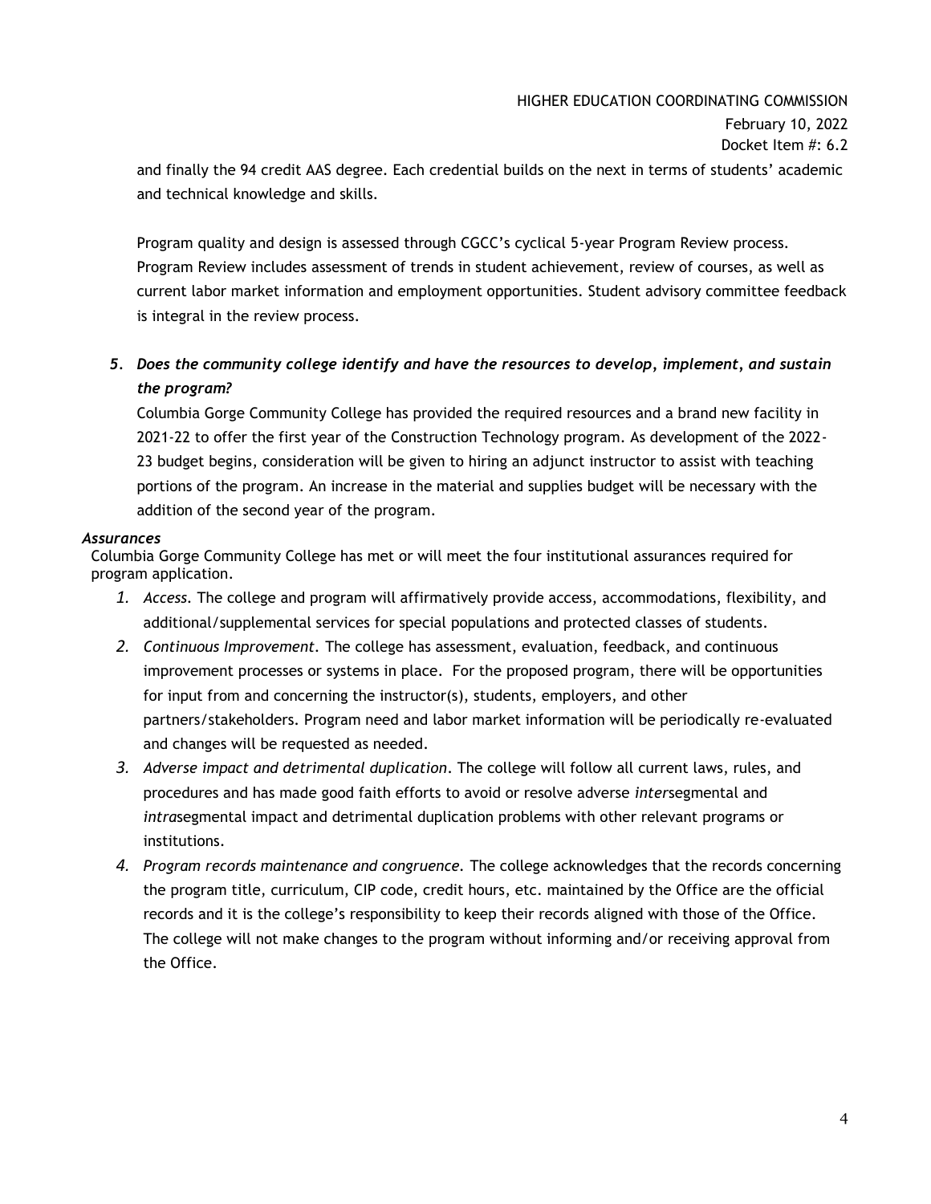and finally the 94 credit AAS degree. Each credential builds on the next in terms of students' academic and technical knowledge and skills.

Program quality and design is assessed through CGCC's cyclical 5-year Program Review process. Program Review includes assessment of trends in student achievement, review of courses, as well as current labor market information and employment opportunities. Student advisory committee feedback is integral in the review process.

5. ***Does the community college identify and have the resources to develop, implement, and sustain the program?***

   Columbia Gorge Community College has provided the required resources and a brand new facility in 2021-22 to offer the first year of the Construction Technology program. As development of the 2022-23 budget begins, consideration will be given to hiring an adjunct instructor to assist with teaching portions of the program. An increase in the material and supplies budget will be necessary with the addition of the second year of the program.

***Assurances***

Columbia Gorge Community College has met or will meet the four institutional assurances required for program application.

1. *Access.* The college and program will affirmatively provide access, accommodations, flexibility, and additional/supplemental services for special populations and protected classes of students.
2. *Continuous Improvement.* The college has assessment, evaluation, feedback, and continuous improvement processes or systems in place. For the proposed program, there will be opportunities for input from and concerning the instructor(s), students, employers, and other partners/stakeholders. Program need and labor market information will be periodically re-evaluated and changes will be requested as needed.
3. *Adverse impact and detrimental duplication.* The college will follow all current laws, rules, and procedures and has made good faith efforts to avoid or resolve adverse *inter*segmental and *intra*segmental impact and detrimental duplication problems with other relevant programs or institutions.
4. *Program records maintenance and congruence.* The college acknowledges that the records concerning the program title, curriculum, CIP code, credit hours, etc. maintained by the Office are the official records and it is the college's responsibility to keep their records aligned with those of the Office. The college will not make changes to the program without informing and/or receiving approval from the Office.